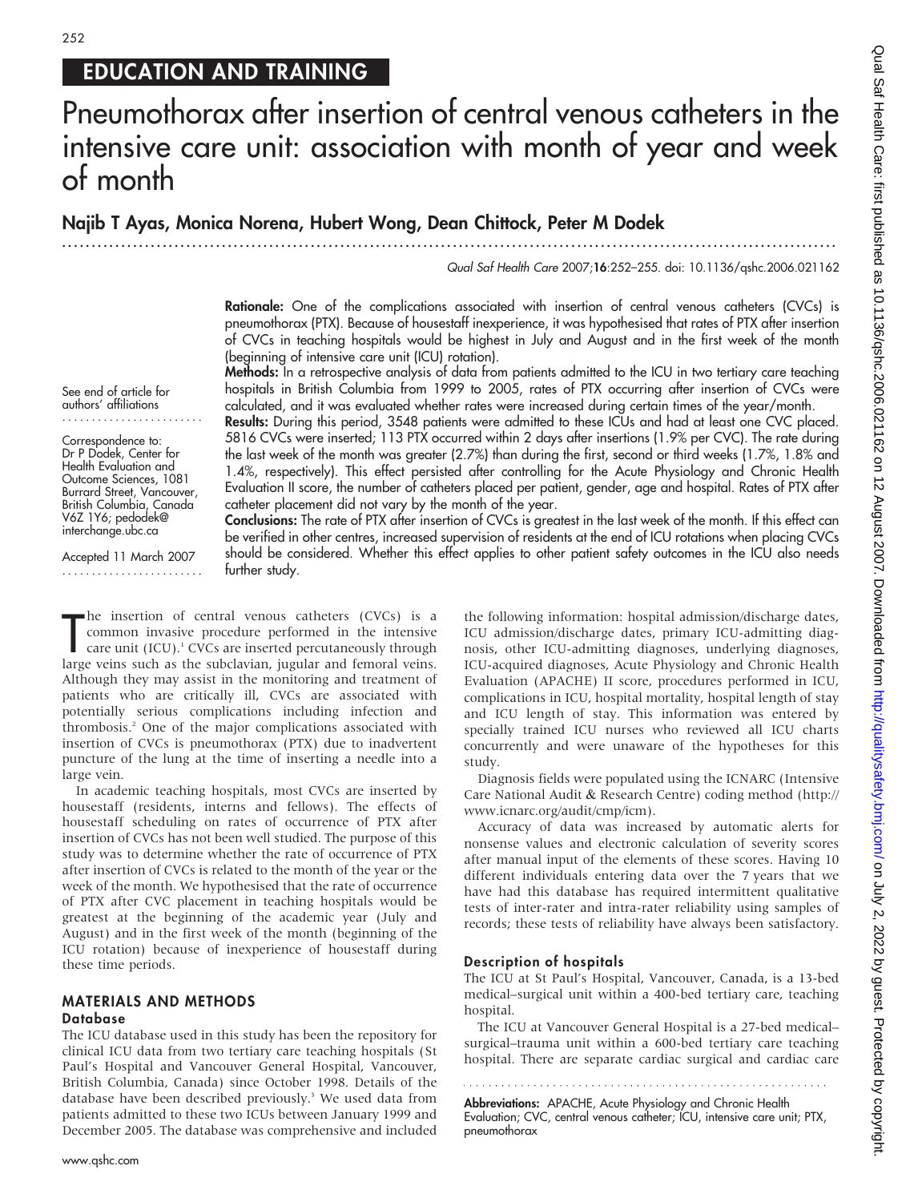## EDUCATION AND TRAINING

# Pneumothorax after insertion of central venous catheters in the intensive care unit: association with month of year and week of month

**Najib T Ayas, Monica Norena, Hubert Wong, Dean Chittock, Peter M Dodek**

See end of article for authors' affiliations

Correspondence to: Dr P Dodek, Center for Health Evaluation and Outcome Sciences, 1081 Burrard Street, Vancouver, British Columbia, Canada V6Z 1Y6; pedodek@interchange.ubc.ca

Accepted 11 March 2007

**Rationale:** One of the complications associated with insertion of central venous catheters (CVCs) is pneumothorax (PTX). Because of housestaff inexperience, it was hypothesised that rates of PTX after insertion of CVCs in teaching hospitals would be highest in July and August and in the first week of the month (beginning of intensive care unit (ICU) rotation).

**Methods:** In a retrospective analysis of data from patients admitted to the ICU in two tertiary care teaching hospitals in British Columbia from 1999 to 2005, rates of PTX occurring after insertion of CVCs were calculated, and it was evaluated whether rates were increased during certain times of the year/month.

**Results:** During this period, 3548 patients were admitted to these ICUs and had at least one CVC placed. 5816 CVCs were inserted; 113 PTX occurred within 2 days after insertions (1.9% per CVC). The rate during the last week of the month was greater (2.7%) than during the first, second or third weeks (1.7%, 1.8% and 1.4%, respectively). This effect persisted after controlling for the Acute Physiology and Chronic Health Evaluation II score, the number of catheters placed per patient, gender, age and hospital. Rates of PTX after catheter placement did not vary by the month of the year.

**Conclusions:** The rate of PTX after insertion of CVCs is greatest in the last week of the month. If this effect can be verified in other centres, increased supervision of residents at the end of ICU rotations when placing CVCs should be considered. Whether this effect applies to other patient safety outcomes in the ICU also needs further study.

The insertion of central venous catheters (CVCs) is a common invasive procedure performed in the intensive care unit (ICU).[1] CVCs are inserted percutaneously through large veins such as the subclavian, jugular and femoral veins. Although they may assist in the monitoring and treatment of patients who are critically ill, CVCs are associated with potentially serious complications including infection and thrombosis.[2] One of the major complications associated with insertion of CVCs is pneumothorax (PTX) due to inadvertent puncture of the lung at the time of inserting a needle into a large vein.

In academic teaching hospitals, most CVCs are inserted by housestaff (residents, interns and fellows). The effects of housestaff scheduling on rates of occurrence of PTX after insertion of CVCs has not been well studied. The purpose of this study was to determine whether the rate of occurrence of PTX after insertion of CVCs is related to the month of the year or the week of the month. We hypothesised that the rate of occurrence of PTX after CVC placement in teaching hospitals would be greatest at the beginning of the academic year (July and August) and in the first week of the month (beginning of the ICU rotation) because of inexperience of housestaff during these time periods.

## MATERIALS AND METHODS

### Database

The ICU database used in this study has been the repository for clinical ICU data from two tertiary care teaching hospitals (St Paul's Hospital and Vancouver General Hospital, Vancouver, British Columbia, Canada) since October 1998. Details of the database have been described previously.[3] We used data from patients admitted to these two ICUs between January 1999 and December 2005. The database was comprehensive and included the following information: hospital admission/discharge dates, ICU admission/discharge dates, primary ICU-admitting diagnosis, other ICU-admitting diagnoses, underlying diagnoses, ICU-acquired diagnoses, Acute Physiology and Chronic Health Evaluation (APACHE) II score, procedures performed in ICU, complications in ICU, hospital mortality, hospital length of stay and ICU length of stay. This information was entered by specially trained ICU nurses who reviewed all ICU charts concurrently and were unaware of the hypotheses for this study.

Diagnosis fields were populated using the ICNARC (Intensive Care National Audit & Research Centre) coding method (http://www.icnarc.org/audit/cmp/icm).

Accuracy of data was increased by automatic alerts for nonsense values and electronic calculation of severity scores after manual input of the elements of these scores. Having 10 different individuals entering data over the 7 years that we have had this database has required intermittent qualitative tests of inter-rater and intra-rater reliability using samples of records; these tests of reliability have always been satisfactory.

### Description of hospitals

The ICU at St Paul's Hospital, Vancouver, Canada, is a 13-bed medical–surgical unit within a 400-bed tertiary care, teaching hospital.

The ICU at Vancouver General Hospital is a 27-bed medical–surgical–trauma unit within a 600-bed tertiary care teaching hospital. There are separate cardiac surgical and cardiac care

**Abbreviations:** APACHE, Acute Physiology and Chronic Health Evaluation; CVC, central venous catheter; ICU, intensive care unit; PTX, pneumothorax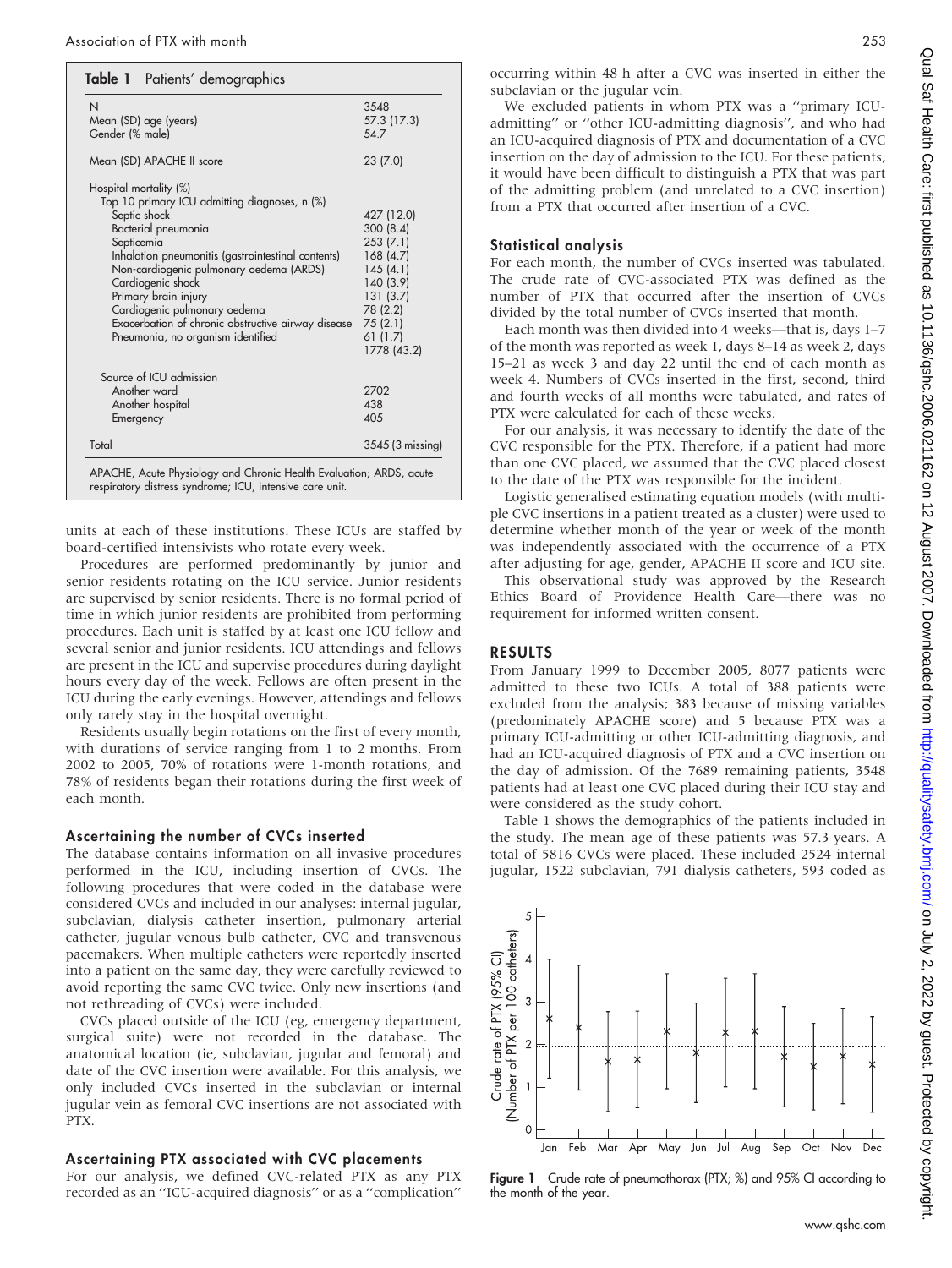**Table 1** Patients' demographics

| | |
|---|---|
| N | 3548 |
| Mean (SD) age (years) | 57.3 (17.3) |
| Gender (% male) | 54.7 |
| Mean (SD) APACHE II score | 23 (7.0) |
| Hospital mortality (%) | |
| Top 10 primary ICU admitting diagnoses, n (%) | |
| Septic shock | 427 (12.0) |
| Bacterial pneumonia | 300 (8.4) |
| Septicemia | 253 (7.1) |
| Inhalation pneumonitis (gastrointestinal contents) | 168 (4.7) |
| Non-cardiogenic pulmonary oedema (ARDS) | 145 (4.1) |
| Cardiogenic shock | 140 (3.9) |
| Primary brain injury | 131 (3.7) |
| Cardiogenic pulmonary oedema | 78 (2.2) |
| Exacerbation of chronic obstructive airway disease | 75 (2.1) |
| Pneumonia, no organism identified | 61 (1.7) |
| | 1778 (43.2) |
| Source of ICU admission | |
| Another ward | 2702 |
| Another hospital | 438 |
| Emergency | 405 |
| Total | 3545 (3 missing) |

APACHE, Acute Physiology and Chronic Health Evaluation; ARDS, acute respiratory distress syndrome; ICU, intensive care unit.

units at each of these institutions. These ICUs are staffed by board-certified intensivists who rotate every week.

Procedures are performed predominantly by junior and senior residents rotating on the ICU service. Junior residents are supervised by senior residents. There is no formal period of time in which junior residents are prohibited from performing procedures. Each unit is staffed by at least one ICU fellow and several senior and junior residents. ICU attendings and fellows are present in the ICU and supervise procedures during daylight hours every day of the week. Fellows are often present in the ICU during the early evenings. However, attendings and fellows only rarely stay in the hospital overnight.

Residents usually begin rotations on the first of every month, with durations of service ranging from 1 to 2 months. From 2002 to 2005, 70% of rotations were 1-month rotations, and 78% of residents began their rotations during the first week of each month.

### Ascertaining the number of CVCs inserted

The database contains information on all invasive procedures performed in the ICU, including insertion of CVCs. The following procedures that were coded in the database were considered CVCs and included in our analyses: internal jugular, subclavian, dialysis catheter insertion, pulmonary arterial catheter, jugular venous bulb catheter, CVC and transvenous pacemakers. When multiple catheters were reportedly inserted into a patient on the same day, they were carefully reviewed to avoid reporting the same CVC twice. Only new insertions (and not rethreading of CVCs) were included.

CVCs placed outside of the ICU (eg, emergency department, surgical suite) were not recorded in the database. The anatomical location (ie, subclavian, jugular and femoral) and date of the CVC insertion were available. For this analysis, we only included CVCs inserted in the subclavian or internal jugular vein as femoral CVC insertions are not associated with PTX.

### Ascertaining PTX associated with CVC placements

For our analysis, we defined CVC-related PTX as any PTX recorded as an "ICU-acquired diagnosis" or as a "complication" occurring within 48 h after a CVC was inserted in either the subclavian or the jugular vein.

We excluded patients in whom PTX was a "primary ICU-admitting" or "other ICU-admitting diagnosis", and who had an ICU-acquired diagnosis of PTX and documentation of a CVC insertion on the day of admission to the ICU. For these patients, it would have been difficult to distinguish a PTX that was part of the admitting problem (and unrelated to a CVC insertion) from a PTX that occurred after insertion of a CVC.

### Statistical analysis

For each month, the number of CVCs inserted was tabulated. The crude rate of CVC-associated PTX was defined as the number of PTX that occurred after the insertion of CVCs divided by the total number of CVCs inserted that month.

Each month was then divided into 4 weeks—that is, days 1–7 of the month was reported as week 1, days 8–14 as week 2, days 15–21 as week 3 and day 22 until the end of each month as week 4. Numbers of CVCs inserted in the first, second, third and fourth weeks of all months were tabulated, and rates of PTX were calculated for each of these weeks.

For our analysis, it was necessary to identify the date of the CVC responsible for the PTX. Therefore, if a patient had more than one CVC placed, we assumed that the CVC placed closest to the date of the PTX was responsible for the incident.

Logistic generalised estimating equation models (with multiple CVC insertions in a patient treated as a cluster) were used to determine whether month of the year or week of the month was independently associated with the occurrence of a PTX after adjusting for age, gender, APACHE II score and ICU site.

This observational study was approved by the Research Ethics Board of Providence Health Care—there was no requirement for informed written consent.

## RESULTS

From January 1999 to December 2005, 8077 patients were admitted to these two ICUs. A total of 388 patients were excluded from the analysis; 383 because of missing variables (predominately APACHE score) and 5 because PTX was a primary ICU-admitting or other ICU-admitting diagnosis, and had an ICU-acquired diagnosis of PTX and a CVC insertion on the day of admission. Of the 7689 remaining patients, 3548 patients had at least one CVC placed during their ICU stay and were considered as the study cohort.

Table 1 shows the demographics of the patients included in the study. The mean age of these patients was 57.3 years. A total of 5816 CVCs were placed. These included 2524 internal jugular, 1522 subclavian, 791 dialysis catheters, 593 coded as

Crude rate of PTX (95% CI)
(Number of PTX per 100 catheters)
0
1
2
3
4
5
Jan Feb Mar Apr May Jun Jul Aug Sep Oct Nov Dec

**Figure 1** Crude rate of pneumothorax (PTX; %) and 95% CI according to the month of the year.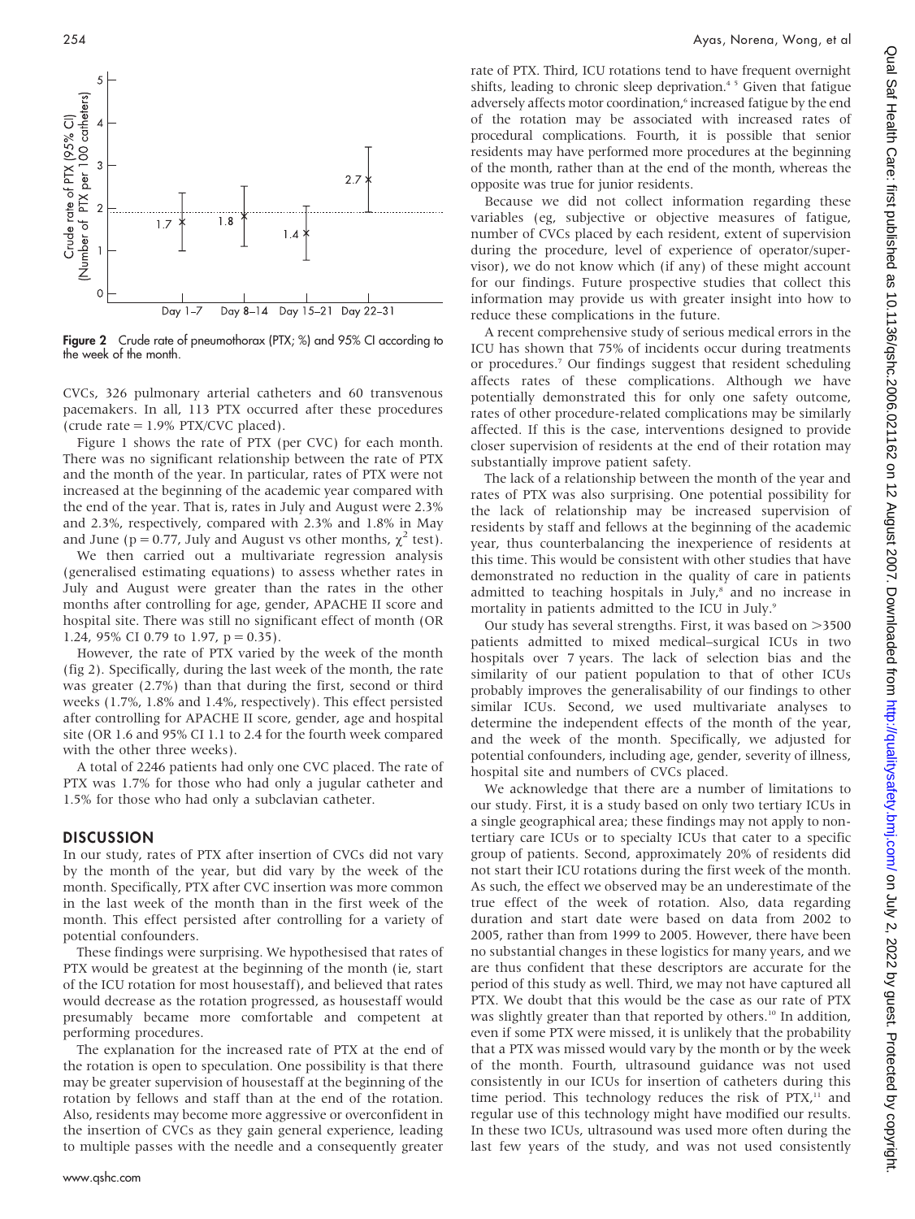5

4

3

2

1

0

Crude rate of PTX (95% CI)
(Number of PTX per 100 catheters)

1.7

1.8

1.4

2.7

Day 1–7 Day 8–14 Day 15–21 Day 22–31

**Figure 2** Crude rate of pneumothorax (PTX; %) and 95% CI according to the week of the month.

CVCs, 326 pulmonary arterial catheters and 60 transvenous pacemakers. In all, 113 PTX occurred after these procedures (crude rate = 1.9% PTX/CVC placed).

Figure 1 shows the rate of PTX (per CVC) for each month. There was no significant relationship between the rate of PTX and the month of the year. In particular, rates of PTX were not increased at the beginning of the academic year compared with the end of the year. That is, rates in July and August were 2.3% and 2.3%, respectively, compared with 2.3% and 1.8% in May and June (p = 0.77, July and August vs other months, $\chi^2$ test).

We then carried out a multivariate regression analysis (generalised estimating equations) to assess whether rates in July and August were greater than the rates in the other months after controlling for age, gender, APACHE II score and hospital site. There was still no significant effect of month (OR 1.24, 95% CI 0.79 to 1.97, p = 0.35).

However, the rate of PTX varied by the week of the month (fig 2). Specifically, during the last week of the month, the rate was greater (2.7%) than that during the first, second or third weeks (1.7%, 1.8% and 1.4%, respectively). This effect persisted after controlling for APACHE II score, gender, age and hospital site (OR 1.6 and 95% CI 1.1 to 2.4 for the fourth week compared with the other three weeks).

A total of 2246 patients had only one CVC placed. The rate of PTX was 1.7% for those who had only a jugular catheter and 1.5% for those who had only a subclavian catheter.

## DISCUSSION

In our study, rates of PTX after insertion of CVCs did not vary by the month of the year, but did vary by the week of the month. Specifically, PTX after CVC insertion was more common in the last week of the month than in the first week of the month. This effect persisted after controlling for a variety of potential confounders.

These findings were surprising. We hypothesised that rates of PTX would be greatest at the beginning of the month (ie, start of the ICU rotation for most housestaff), and believed that rates would decrease as the rotation progressed, as housestaff would presumably became more comfortable and competent at performing procedures.

The explanation for the increased rate of PTX at the end of the rotation is open to speculation. One possibility is that there may be greater supervision of housestaff at the beginning of the rotation by fellows and staff than at the end of the rotation. Also, residents may become more aggressive or overconfident in the insertion of CVCs as they gain general experience, leading to multiple passes with the needle and a consequently greater rate of PTX. Third, ICU rotations tend to have frequent overnight shifts, leading to chronic sleep deprivation.[4 5] Given that fatigue adversely affects motor coordination,[6] increased fatigue by the end of the rotation may be associated with increased rates of procedural complications. Fourth, it is possible that senior residents may have performed more procedures at the beginning of the month, rather than at the end of the month, whereas the opposite was true for junior residents.

Because we did not collect information regarding these variables (eg, subjective or objective measures of fatigue, number of CVCs placed by each resident, extent of supervision during the procedure, level of experience of operator/supervisor), we do not know which (if any) of these might account for our findings. Future prospective studies that collect this information may provide us with greater insight into how to reduce these complications in the future.

A recent comprehensive study of serious medical errors in the ICU has shown that 75% of incidents occur during treatments or procedures.[7] Our findings suggest that resident scheduling affects rates of these complications. Although we have potentially demonstrated this for only one safety outcome, rates of other procedure-related complications may be similarly affected. If this is the case, interventions designed to provide closer supervision of residents at the end of their rotation may substantially improve patient safety.

The lack of a relationship between the month of the year and rates of PTX was also surprising. One potential possibility for the lack of relationship may be increased supervision of residents by staff and fellows at the beginning of the academic year, thus counterbalancing the inexperience of residents at this time. This would be consistent with other studies that have demonstrated no reduction in the quality of care in patients admitted to teaching hospitals in July,[8] and no increase in mortality in patients admitted to the ICU in July.[9]

Our study has several strengths. First, it was based on >3500 patients admitted to mixed medical–surgical ICUs in two hospitals over 7 years. The lack of selection bias and the similarity of our patient population to that of other ICUs probably improves the generalisability of our findings to other similar ICUs. Second, we used multivariate analyses to determine the independent effects of the month of the year, and the week of the month. Specifically, we adjusted for potential confounders, including age, gender, severity of illness, hospital site and numbers of CVCs placed.

We acknowledge that there are a number of limitations to our study. First, it is a study based on only two tertiary ICUs in a single geographical area; these findings may not apply to non-tertiary care ICUs or to specialty ICUs that cater to a specific group of patients. Second, approximately 20% of residents did not start their ICU rotations during the first week of the month. As such, the effect we observed may be an underestimate of the true effect of the week of rotation. Also, data regarding duration and start date were based on data from 2002 to 2005, rather than from 1999 to 2005. However, there have been no substantial changes in these logistics for many years, and we are thus confident that these descriptors are accurate for the period of this study as well. Third, we may not have captured all PTX. We doubt that this would be the case as our rate of PTX was slightly greater than that reported by others.[10] In addition, even if some PTX were missed, it is unlikely that the probability that a PTX was missed would vary by the month or by the week of the month. Fourth, ultrasound guidance was not used consistently in our ICUs for insertion of catheters during this time period. This technology reduces the risk of PTX,[11] and regular use of this technology might have modified our results. In these two ICUs, ultrasound was used more often during the last few years of the study, and was not used consistently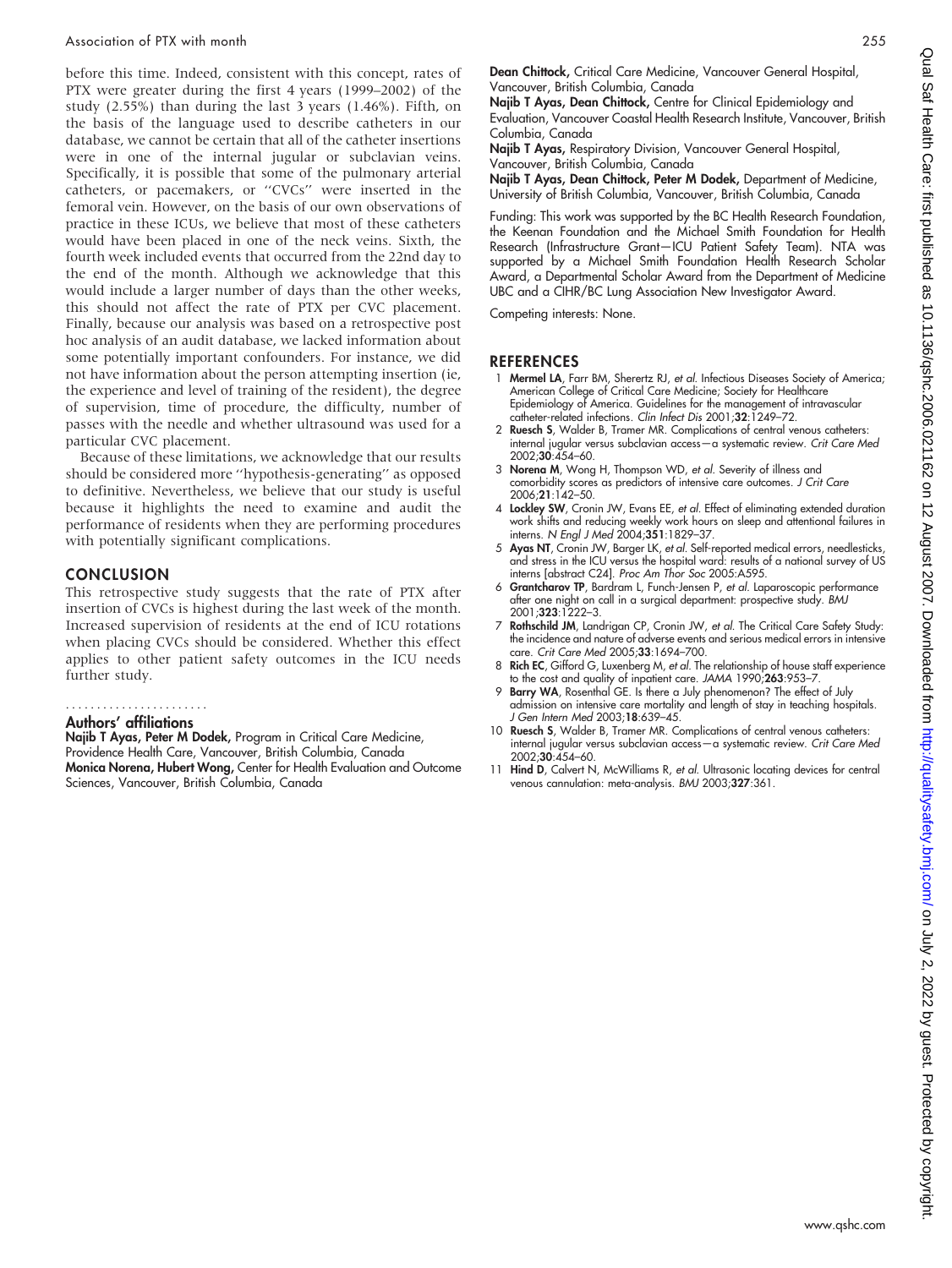before this time. Indeed, consistent with this concept, rates of PTX were greater during the first 4 years (1999–2002) of the study (2.55%) than during the last 3 years (1.46%). Fifth, on the basis of the language used to describe catheters in our database, we cannot be certain that all of the catheter insertions were in one of the internal jugular or subclavian veins. Specifically, it is possible that some of the pulmonary arterial catheters, or pacemakers, or "CVCs" were inserted in the femoral vein. However, on the basis of our own observations of practice in these ICUs, we believe that most of these catheters would have been placed in one of the neck veins. Sixth, the fourth week included events that occurred from the 22nd day to the end of the month. Although we acknowledge that this would include a larger number of days than the other weeks, this should not affect the rate of PTX per CVC placement. Finally, because our analysis was based on a retrospective post hoc analysis of an audit database, we lacked information about some potentially important confounders. For instance, we did not have information about the person attempting insertion (ie, the experience and level of training of the resident), the degree of supervision, time of procedure, the difficulty, number of passes with the needle and whether ultrasound was used for a particular CVC placement.

Because of these limitations, we acknowledge that our results should be considered more "hypothesis-generating" as opposed to definitive. Nevertheless, we believe that our study is useful because it highlights the need to examine and audit the performance of residents when they are performing procedures with potentially significant complications.

## CONCLUSION

This retrospective study suggests that the rate of PTX after insertion of CVCs is highest during the last week of the month. Increased supervision of residents at the end of ICU rotations when placing CVCs should be considered. Whether this effect applies to other patient safety outcomes in the ICU needs further study.

### Authors' affiliations

**Najib T Ayas, Peter M Dodek,** Program in Critical Care Medicine, Providence Health Care, Vancouver, British Columbia, Canada
**Monica Norena, Hubert Wong,** Center for Health Evaluation and Outcome Sciences, Vancouver, British Columbia, Canada
**Dean Chittock,** Critical Care Medicine, Vancouver General Hospital, Vancouver, British Columbia, Canada
**Najib T Ayas, Dean Chittock,** Centre for Clinical Epidemiology and Evaluation, Vancouver Coastal Health Research Institute, Vancouver, British Columbia, Canada
**Najib T Ayas,** Respiratory Division, Vancouver General Hospital, Vancouver, British Columbia, Canada
**Najib T Ayas, Dean Chittock, Peter M Dodek,** Department of Medicine, University of British Columbia, Vancouver, British Columbia, Canada

Funding: This work was supported by the BC Health Research Foundation, the Keenan Foundation and the Michael Smith Foundation for Health Research (Infrastructure Grant—ICU Patient Safety Team). NTA was supported by a Michael Smith Foundation Health Research Scholar Award, a Departmental Scholar Award from the Department of Medicine UBC and a CIHR/BC Lung Association New Investigator Award.

Competing interests: None.

## REFERENCES

1. **Mermel LA**, Farr BM, Sherertz RJ, *et al.* Infectious Diseases Society of America; American College of Critical Care Medicine; Society for Healthcare Epidemiology of America. Guidelines for the management of intravascular catheter-related infections. *Clin Infect Dis* 2001;**32**:1249–72.
2. **Ruesch S**, Walder B, Tramer MR. Complications of central venous catheters: internal jugular versus subclavian access—a systematic review. *Crit Care Med* 2002;**30**:454–60.
3. **Norena M**, Wong H, Thompson WD, *et al.* Severity of illness and comorbidity scores as predictors of intensive care outcomes. *J Crit Care* 2006;**21**:142–50.
4. **Lockley SW**, Cronin JW, Evans EE, *et al.* Effect of eliminating extended duration work shifts and reducing weekly work hours on sleep and attentional failures in interns. *N Engl J Med* 2004;**351**:1829–37.
5. **Ayas NT**, Cronin JW, Barger LK, *et al.* Self-reported medical errors, needlesticks, and stress in the ICU versus the hospital ward: results of a national survey of US interns [abstract C24]. *Proc Am Thor Soc* 2005:A595.
6. **Grantcharov TP**, Bardram L, Funch-Jensen P, *et al.* Laparoscopic performance after one night on call in a surgical department: prospective study. *BMJ* 2001;**323**:1222–3.
7. **Rothschild JM**, Landrigan CP, Cronin JW, *et al.* The Critical Care Safety Study: the incidence and nature of adverse events and serious medical errors in intensive care. *Crit Care Med* 2005;**33**:1694–700.
8. **Rich EC**, Gifford G, Luxenberg M, *et al.* The relationship of house staff experience to the cost and quality of inpatient care. *JAMA* 1990;**263**:953–7.
9. **Barry WA**, Rosenthal GE. Is there a July phenomenon? The effect of July admission on intensive care mortality and length of stay in teaching hospitals. *J Gen Intern Med* 2003;**18**:639–45.
10. **Ruesch S**, Walder B, Tramer MR. Complications of central venous catheters: internal jugular versus subclavian access—a systematic review. *Crit Care Med* 2002;**30**:454–60.
11. **Hind D**, Calvert N, McWilliams R, *et al.* Ultrasonic locating devices for central venous cannulation: meta-analysis. *BMJ* 2003;**327**:361.